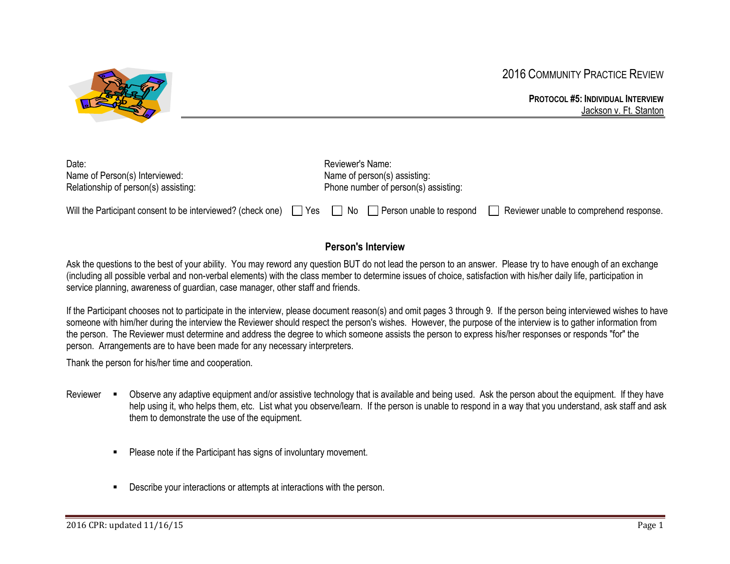# 2016 Community Practice Review

**Protocol #5: Individual Interview**
Jackson v. Ft. Stanton

Date:
Name of Person(s) Interviewed:
Relationship of person(s) assisting:

Reviewer's Name:
Name of person(s) assisting:
Phone number of person(s) assisting:

Will the Participant consent to be interviewed? (check one) ☐ Yes ☐ No ☐ Person unable to respond ☐ Reviewer unable to comprehend response.

## Person's Interview

Ask the questions to the best of your ability. You may reword any question BUT do not lead the person to an answer. Please try to have enough of an exchange (including all possible verbal and non-verbal elements) with the class member to determine issues of choice, satisfaction with his/her daily life, participation in service planning, awareness of guardian, case manager, other staff and friends.

If the Participant chooses not to participate in the interview, please document reason(s) and omit pages 3 through 9. If the person being interviewed wishes to have someone with him/her during the interview the Reviewer should respect the person's wishes. However, the purpose of the interview is to gather information from the person. The Reviewer must determine and address the degree to which someone assists the person to express his/her responses or responds "for" the person. Arrangements are to have been made for any necessary interpreters.

Thank the person for his/her time and cooperation.

Reviewer

- Observe any adaptive equipment and/or assistive technology that is available and being used. Ask the person about the equipment. If they have help using it, who helps them, etc. List what you observe/learn. If the person is unable to respond in a way that you understand, ask staff and ask them to demonstrate the use of the equipment.

- Please note if the Participant has signs of involuntary movement.

- Describe your interactions or attempts at interactions with the person.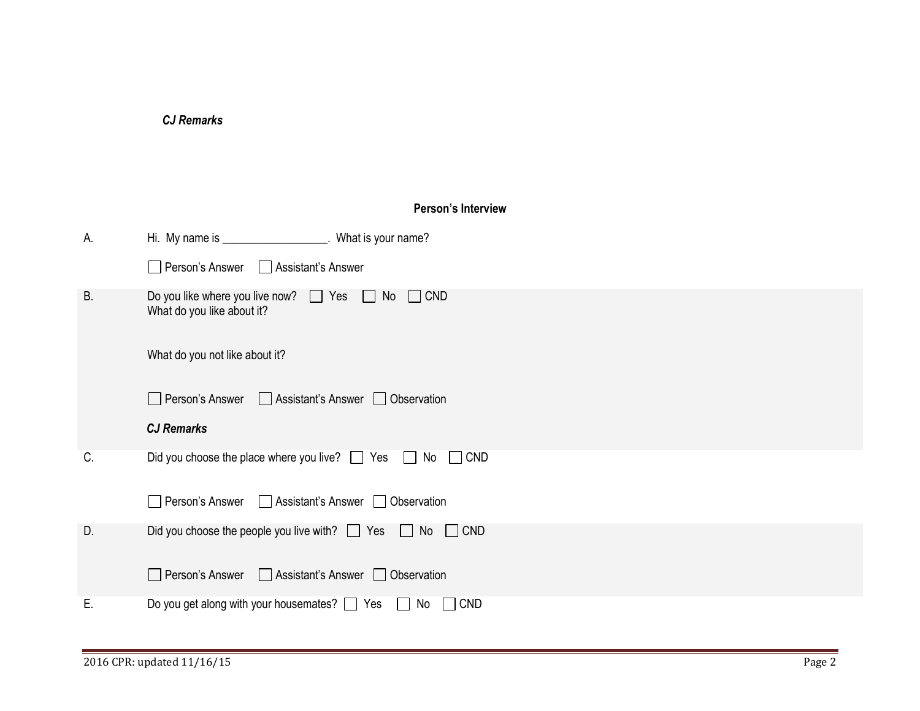***CJ Remarks***

**Person's Interview**

A. Hi. My name is __________________. What is your name?

☐ Person's Answer ☐ Assistant's Answer

B. Do you like where you live now? ☐ Yes ☐ No ☐ CND

What do you like about it?

What do you not like about it?

☐ Person's Answer ☐ Assistant's Answer ☐ Observation

***CJ Remarks***

C. Did you choose the place where you live? ☐ Yes ☐ No ☐ CND

☐ Person's Answer ☐ Assistant's Answer ☐ Observation

D. Did you choose the people you live with? ☐ Yes ☐ No ☐ CND

☐ Person's Answer ☐ Assistant's Answer ☐ Observation

E. Do you get along with your housemates? ☐ Yes ☐ No ☐ CND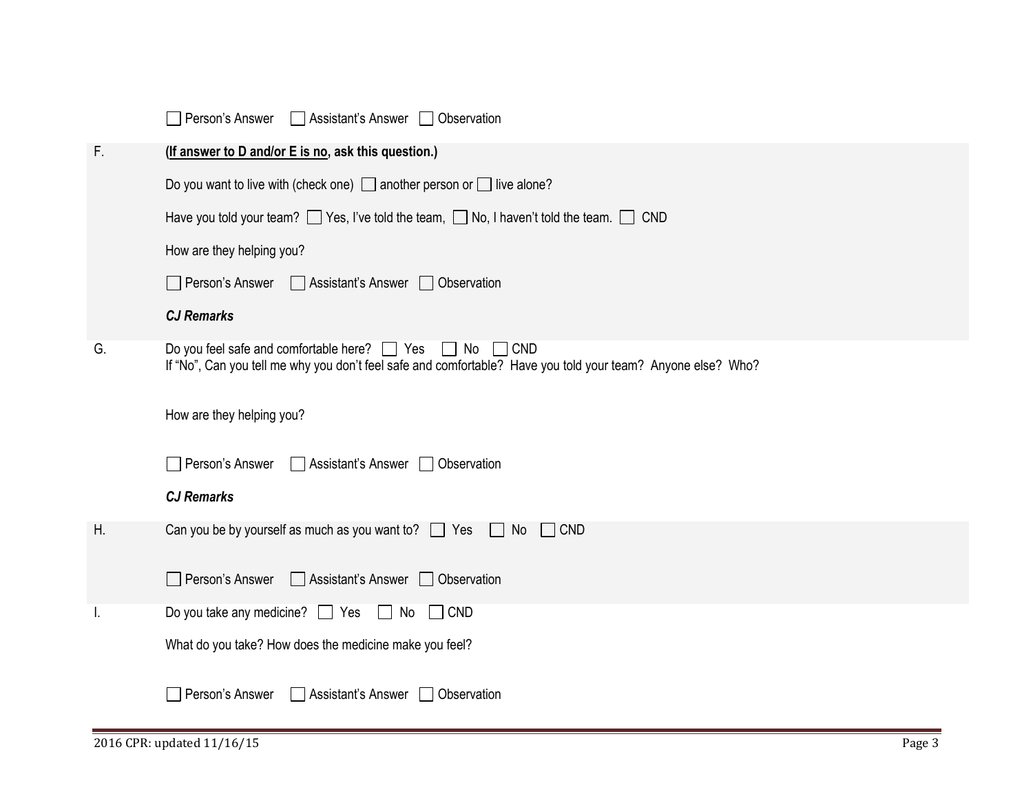☐ Person's Answer ☐ Assistant's Answer ☐ Observation

F. **(<u>If answer to D and/or E is no</u>, ask this question.)**

Do you want to live with (check one) ☐ another person or ☐ live alone?

Have you told your team? ☐ Yes, I've told the team, ☐ No, I haven't told the team. ☐ CND

How are they helping you?

☐ Person's Answer ☐ Assistant's Answer ☐ Observation

***CJ Remarks***

G. Do you feel safe and comfortable here? ☐ Yes ☐ No ☐ CND
If "No", Can you tell me why you don't feel safe and comfortable? Have you told your team? Anyone else? Who?

How are they helping you?

☐ Person's Answer ☐ Assistant's Answer ☐ Observation

***CJ Remarks***

H. Can you be by yourself as much as you want to? ☐ Yes ☐ No ☐ CND

☐ Person's Answer ☐ Assistant's Answer ☐ Observation

I. Do you take any medicine? ☐ Yes ☐ No ☐ CND

What do you take? How does the medicine make you feel?

☐ Person's Answer ☐ Assistant's Answer ☐ Observation

2016 CPR: updated 11/16/15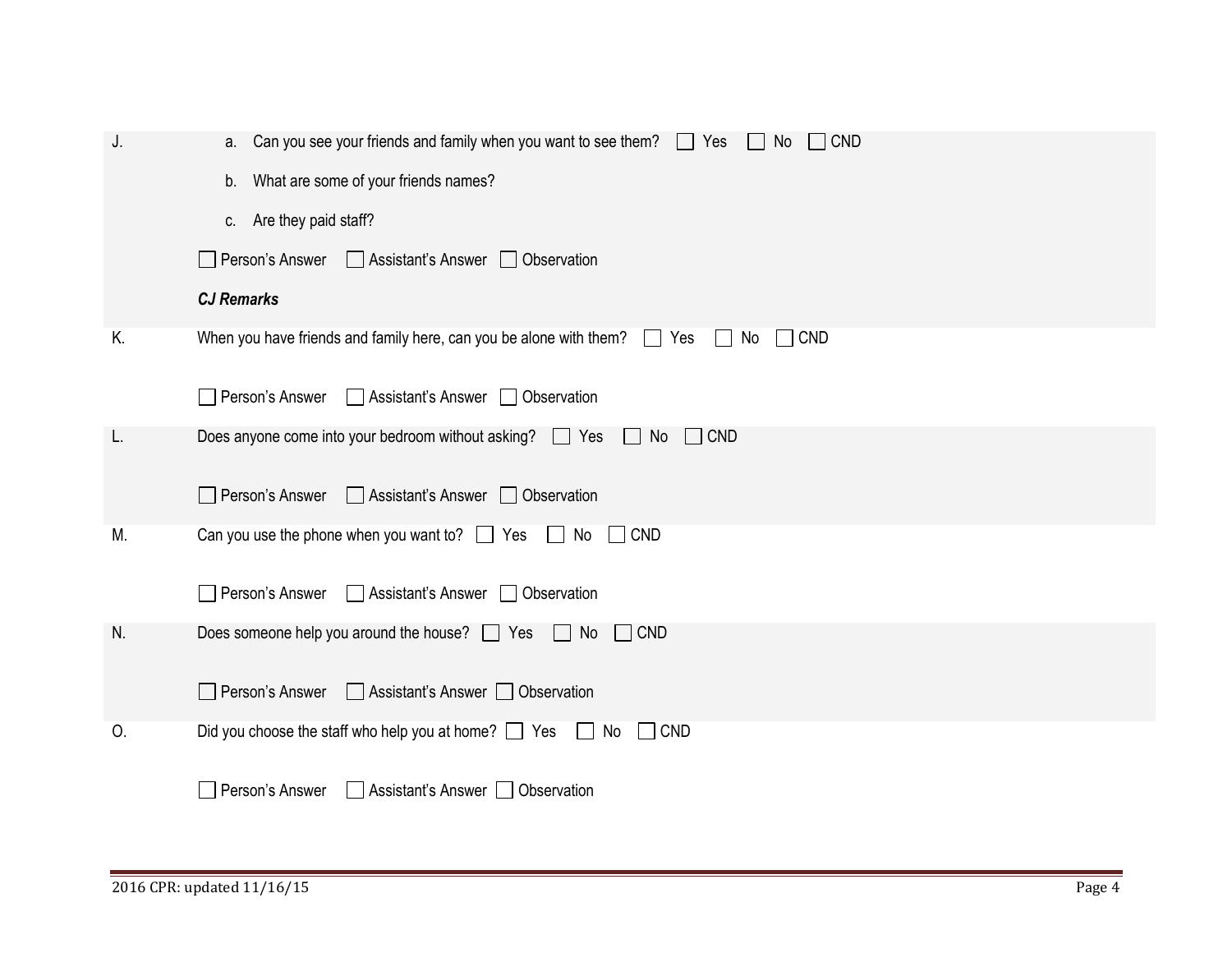J.

a. Can you see your friends and family when you want to see them? ☐ Yes ☐ No ☐ CND

b. What are some of your friends names?

c. Are they paid staff?

☐ Person's Answer ☐ Assistant's Answer ☐ Observation

***CJ Remarks***

K. When you have friends and family here, can you be alone with them? ☐ Yes ☐ No ☐ CND

☐ Person's Answer ☐ Assistant's Answer ☐ Observation

L. Does anyone come into your bedroom without asking? ☐ Yes ☐ No ☐ CND

☐ Person's Answer ☐ Assistant's Answer ☐ Observation

M. Can you use the phone when you want to? ☐ Yes ☐ No ☐ CND

☐ Person's Answer ☐ Assistant's Answer ☐ Observation

N. Does someone help you around the house? ☐ Yes ☐ No ☐ CND

☐ Person's Answer ☐ Assistant's Answer ☐ Observation

O. Did you choose the staff who help you at home? ☐ Yes ☐ No ☐ CND

☐ Person's Answer ☐ Assistant's Answer ☐ Observation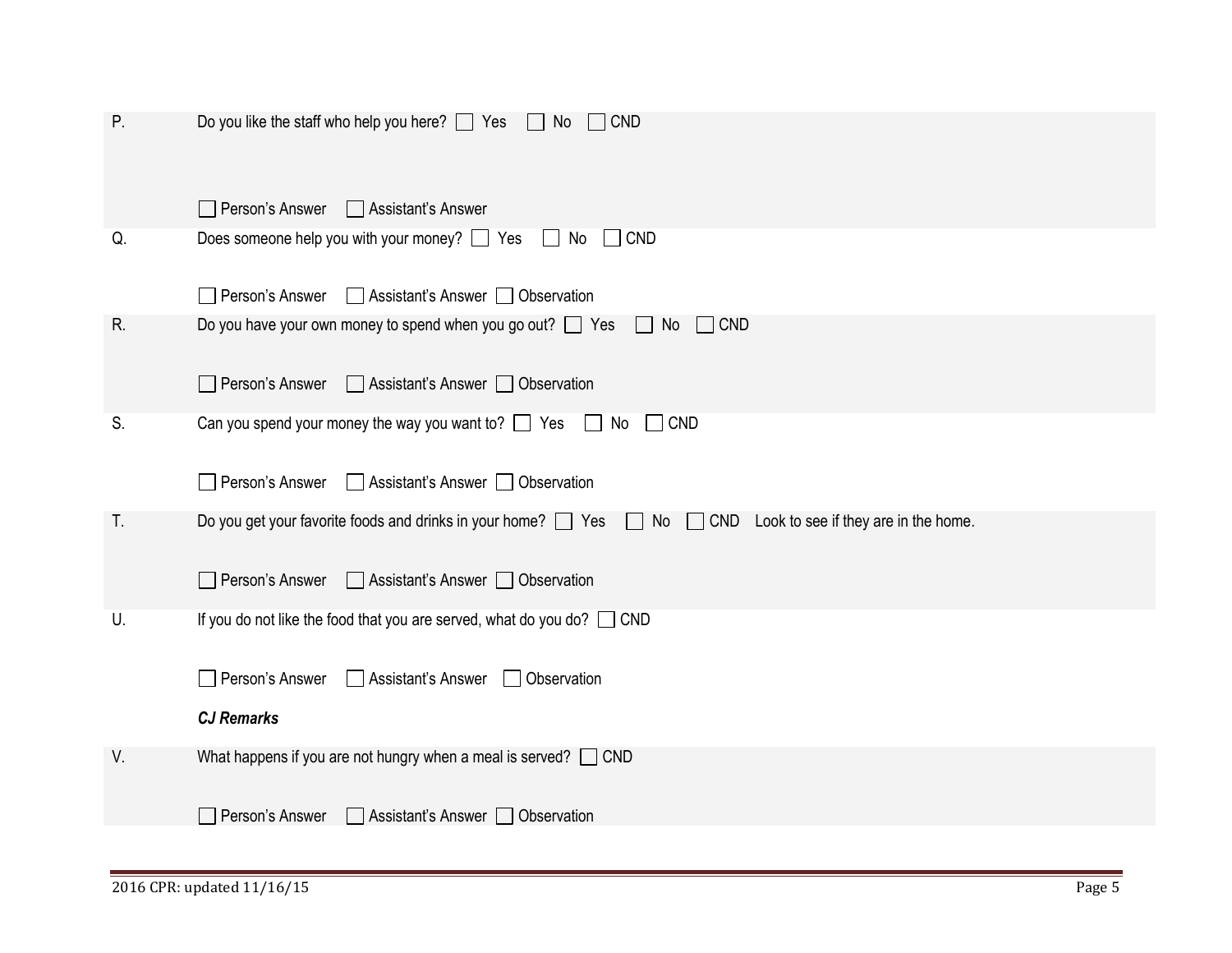P. Do you like the staff who help you here? ☐ Yes ☐ No ☐ CND

☐ Person's Answer ☐ Assistant's Answer

Q. Does someone help you with your money? ☐ Yes ☐ No ☐ CND

☐ Person's Answer ☐ Assistant's Answer ☐ Observation

R. Do you have your own money to spend when you go out? ☐ Yes ☐ No ☐ CND

☐ Person's Answer ☐ Assistant's Answer ☐ Observation

S. Can you spend your money the way you want to? ☐ Yes ☐ No ☐ CND

☐ Person's Answer ☐ Assistant's Answer ☐ Observation

T. Do you get your favorite foods and drinks in your home? ☐ Yes ☐ No ☐ CND Look to see if they are in the home.

☐ Person's Answer ☐ Assistant's Answer ☐ Observation

U. If you do not like the food that you are served, what do you do? ☐ CND

☐ Person's Answer ☐ Assistant's Answer ☐ Observation

***CJ Remarks***

V. What happens if you are not hungry when a meal is served? ☐ CND

☐ Person's Answer ☐ Assistant's Answer ☐ Observation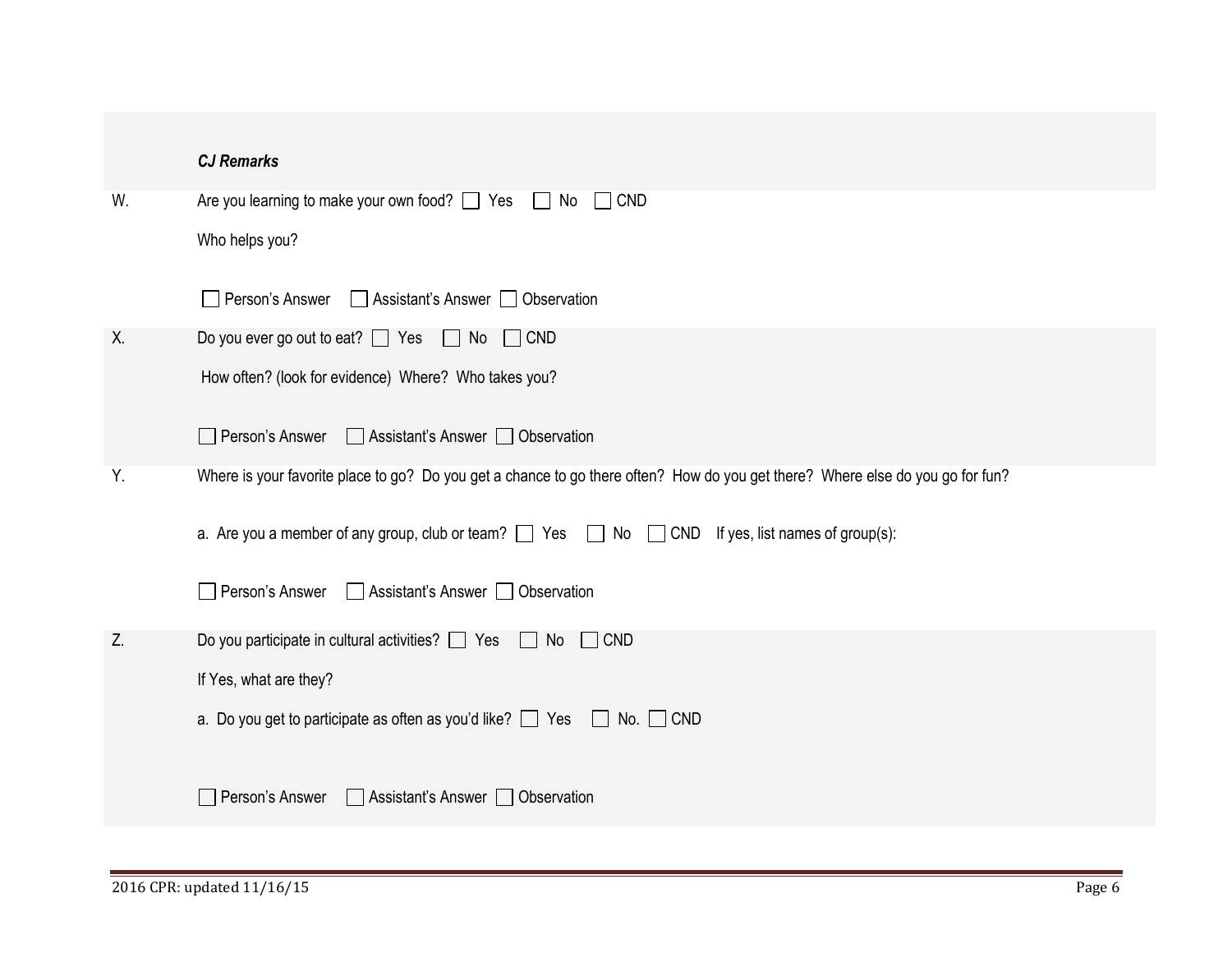***CJ Remarks***

W. Are you learning to make your own food? ☐ Yes ☐ No ☐ CND

Who helps you?

☐ Person's Answer ☐ Assistant's Answer ☐ Observation

X. Do you ever go out to eat? ☐ Yes ☐ No ☐ CND

How often? (look for evidence) Where? Who takes you?

☐ Person's Answer ☐ Assistant's Answer ☐ Observation

Y. Where is your favorite place to go? Do you get a chance to go there often? How do you get there? Where else do you go for fun?

a. Are you a member of any group, club or team? ☐ Yes ☐ No ☐ CND If yes, list names of group(s):

☐ Person's Answer ☐ Assistant's Answer ☐ Observation

Z. Do you participate in cultural activities? ☐ Yes ☐ No ☐ CND

If Yes, what are they?

a. Do you get to participate as often as you'd like? ☐ Yes ☐ No. ☐ CND

☐ Person's Answer ☐ Assistant's Answer ☐ Observation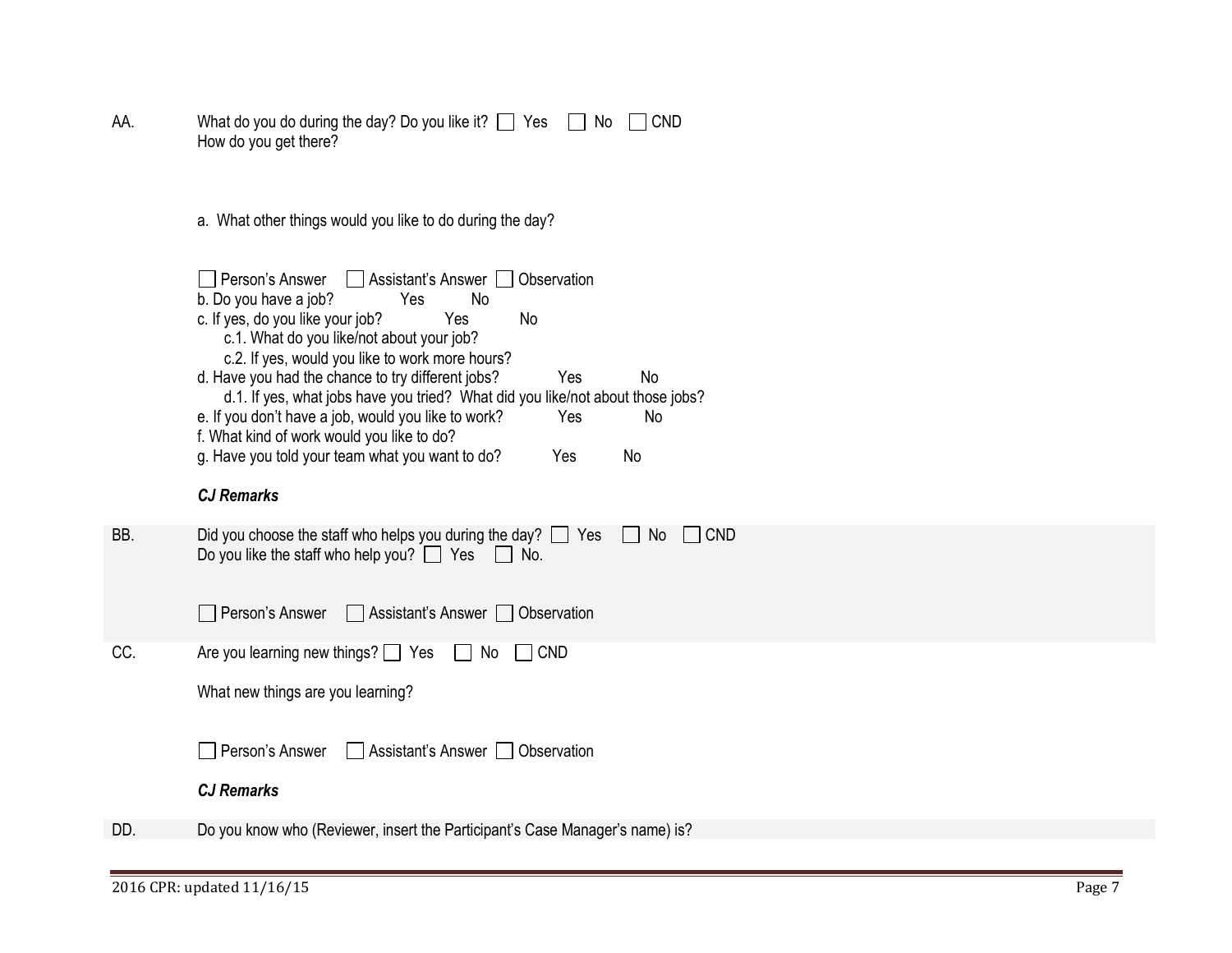AA. What do you do during the day? Do you like it? ☐ Yes ☐ No ☐ CND
How do you get there?

a. What other things would you like to do during the day?

☐ Person's Answer ☐ Assistant's Answer ☐ Observation

b. Do you have a job? Yes No
c. If yes, do you like your job? Yes No
  c.1. What do you like/not about your job?
  c.2. If yes, would you like to work more hours?
d. Have you had the chance to try different jobs? Yes No
  d.1. If yes, what jobs have you tried? What did you like/not about those jobs?
e. If you don't have a job, would you like to work? Yes No
f. What kind of work would you like to do?
g. Have you told your team what you want to do? Yes No

***CJ Remarks***

BB. Did you choose the staff who helps you during the day? ☐ Yes ☐ No ☐ CND
Do you like the staff who help you? ☐ Yes ☐ No.

☐ Person's Answer ☐ Assistant's Answer ☐ Observation

CC. Are you learning new things? ☐ Yes ☐ No ☐ CND

What new things are you learning?

☐ Person's Answer ☐ Assistant's Answer ☐ Observation

***CJ Remarks***

DD. Do you know who (Reviewer, insert the Participant's Case Manager's name) is?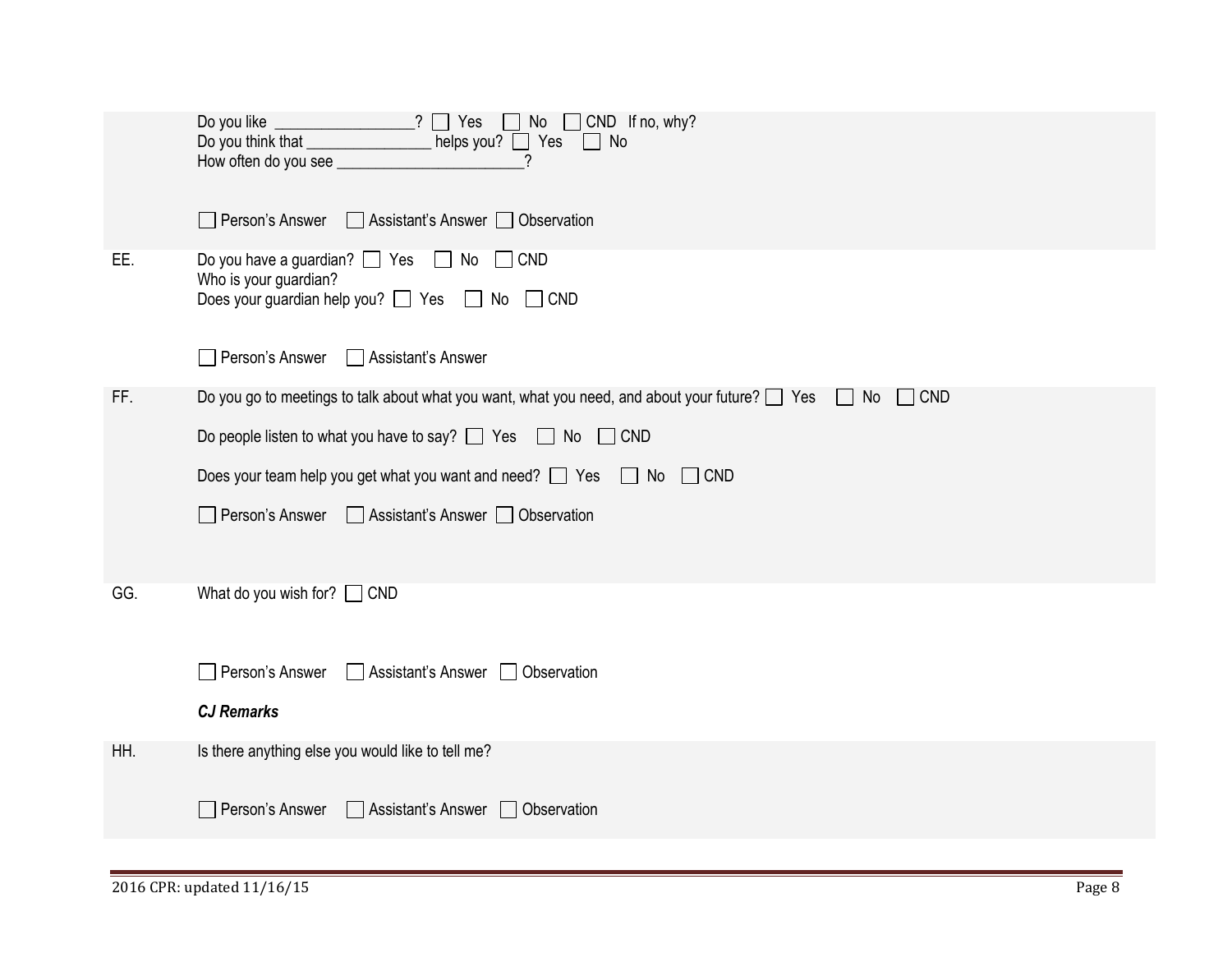Do you like _________________? ☐ Yes ☐ No ☐ CND If no, why?
Do you think that ________________ helps you? ☐ Yes ☐ No
How often do you see _______________________?

☐ Person's Answer ☐ Assistant's Answer ☐ Observation

**EE.** Do you have a guardian? ☐ Yes ☐ No ☐ CND
Who is your guardian?
Does your guardian help you? ☐ Yes ☐ No ☐ CND

☐ Person's Answer ☐ Assistant's Answer

**FF.** Do you go to meetings to talk about what you want, what you need, and about your future? ☐ Yes ☐ No ☐ CND

Do people listen to what you have to say? ☐ Yes ☐ No ☐ CND

Does your team help you get what you want and need? ☐ Yes ☐ No ☐ CND

☐ Person's Answer ☐ Assistant's Answer ☐ Observation

**GG.** What do you wish for? ☐ CND

☐ Person's Answer ☐ Assistant's Answer ☐ Observation

***CJ Remarks***

**HH.** Is there anything else you would like to tell me?

☐ Person's Answer ☐ Assistant's Answer ☐ Observation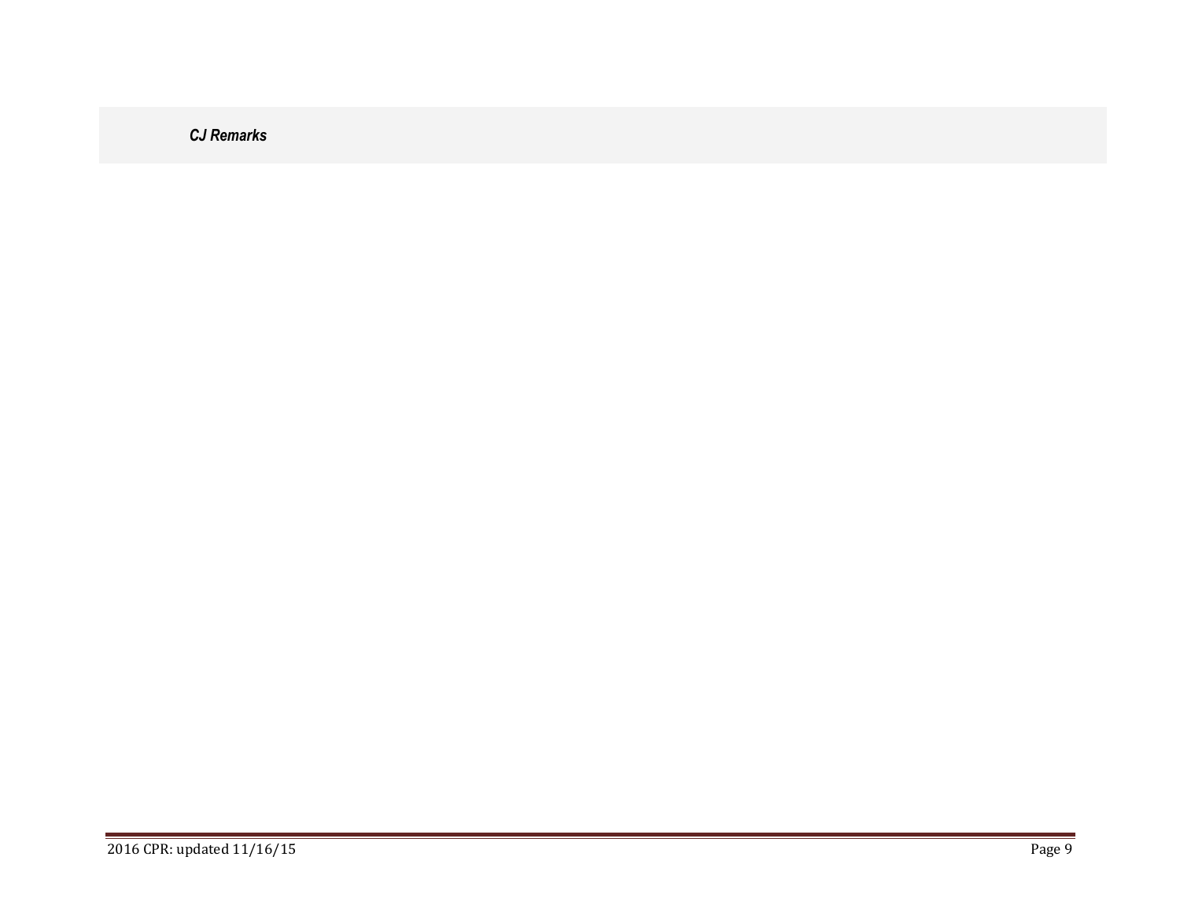***CJ Remarks***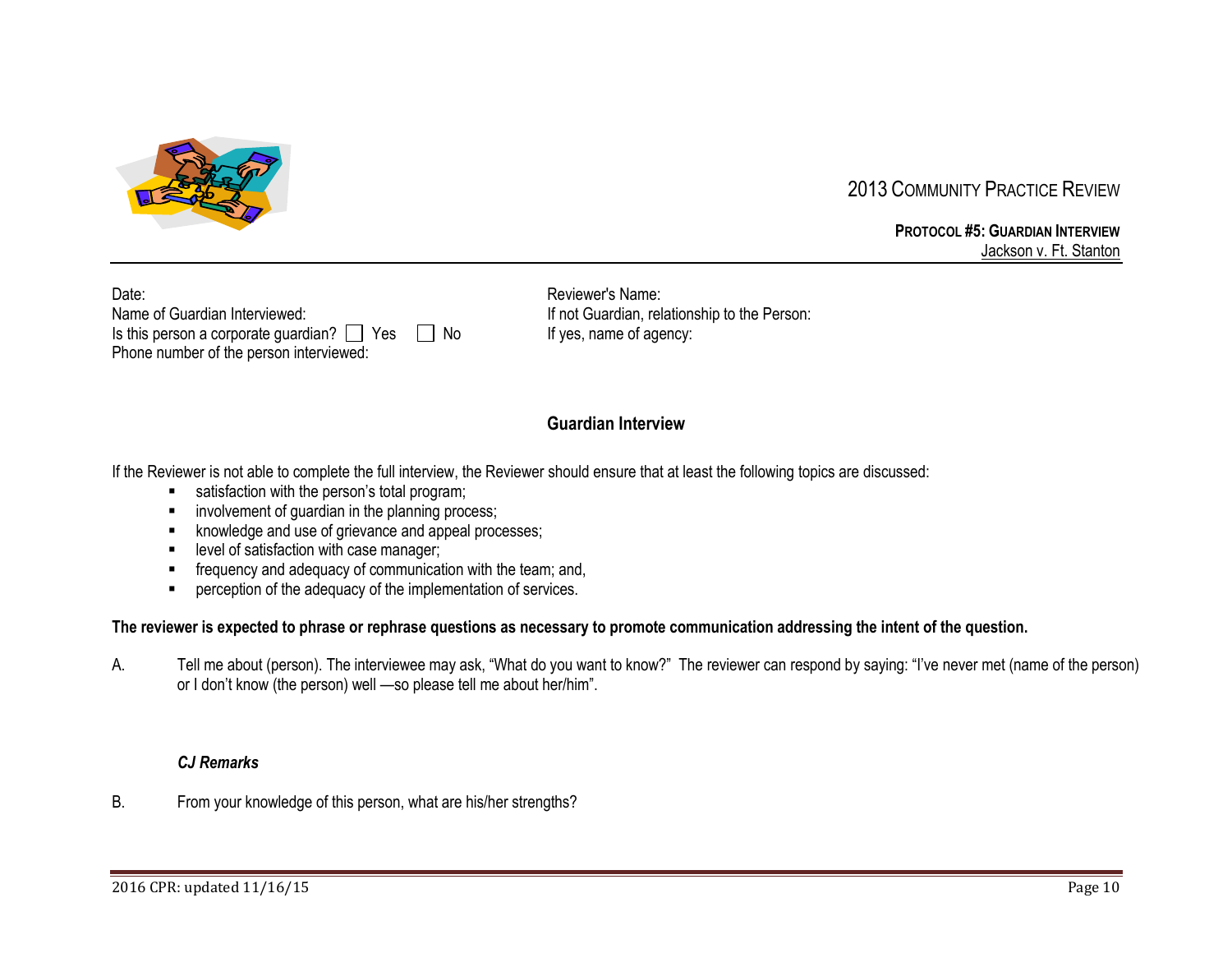2013 COMMUNITY PRACTICE REVIEW

**PROTOCOL #5: GUARDIAN INTERVIEW**
Jackson v. Ft. Stanton

Date:
Name of Guardian Interviewed:
Is this person a corporate guardian? ☐ Yes ☐ No
Phone number of the person interviewed:

Reviewer's Name:
If not Guardian, relationship to the Person:
If yes, name of agency:

## Guardian Interview

If the Reviewer is not able to complete the full interview, the Reviewer should ensure that at least the following topics are discussed:

- satisfaction with the person's total program;
- involvement of guardian in the planning process;
- knowledge and use of grievance and appeal processes;
- level of satisfaction with case manager;
- frequency and adequacy of communication with the team; and,
- perception of the adequacy of the implementation of services.

**The reviewer is expected to phrase or rephrase questions as necessary to promote communication addressing the intent of the question.**

A. Tell me about (person). The interviewee may ask, "What do you want to know?" The reviewer can respond by saying: "I've never met (name of the person) or I don't know (the person) well —so please tell me about her/him".

***CJ Remarks***

B. From your knowledge of this person, what are his/her strengths?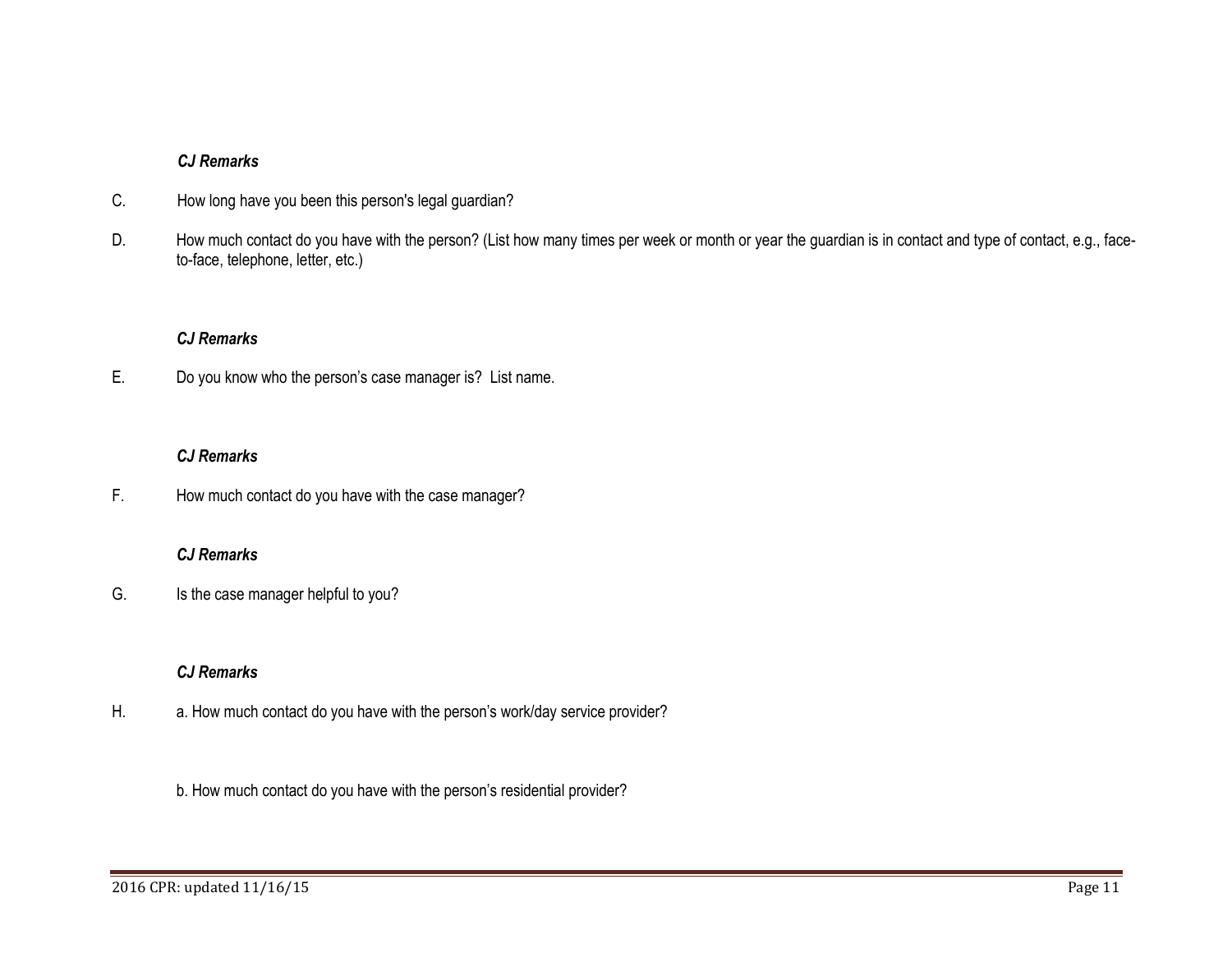*CJ Remarks*

C. How long have you been this person's legal guardian?

D. How much contact do you have with the person? (List how many times per week or month or year the guardian is in contact and type of contact, e.g., face-to-face, telephone, letter, etc.)

*CJ Remarks*

E. Do you know who the person's case manager is? List name.

*CJ Remarks*

F. How much contact do you have with the case manager?

*CJ Remarks*

G. Is the case manager helpful to you?

*CJ Remarks*

H. a. How much contact do you have with the person's work/day service provider?

b. How much contact do you have with the person's residential provider?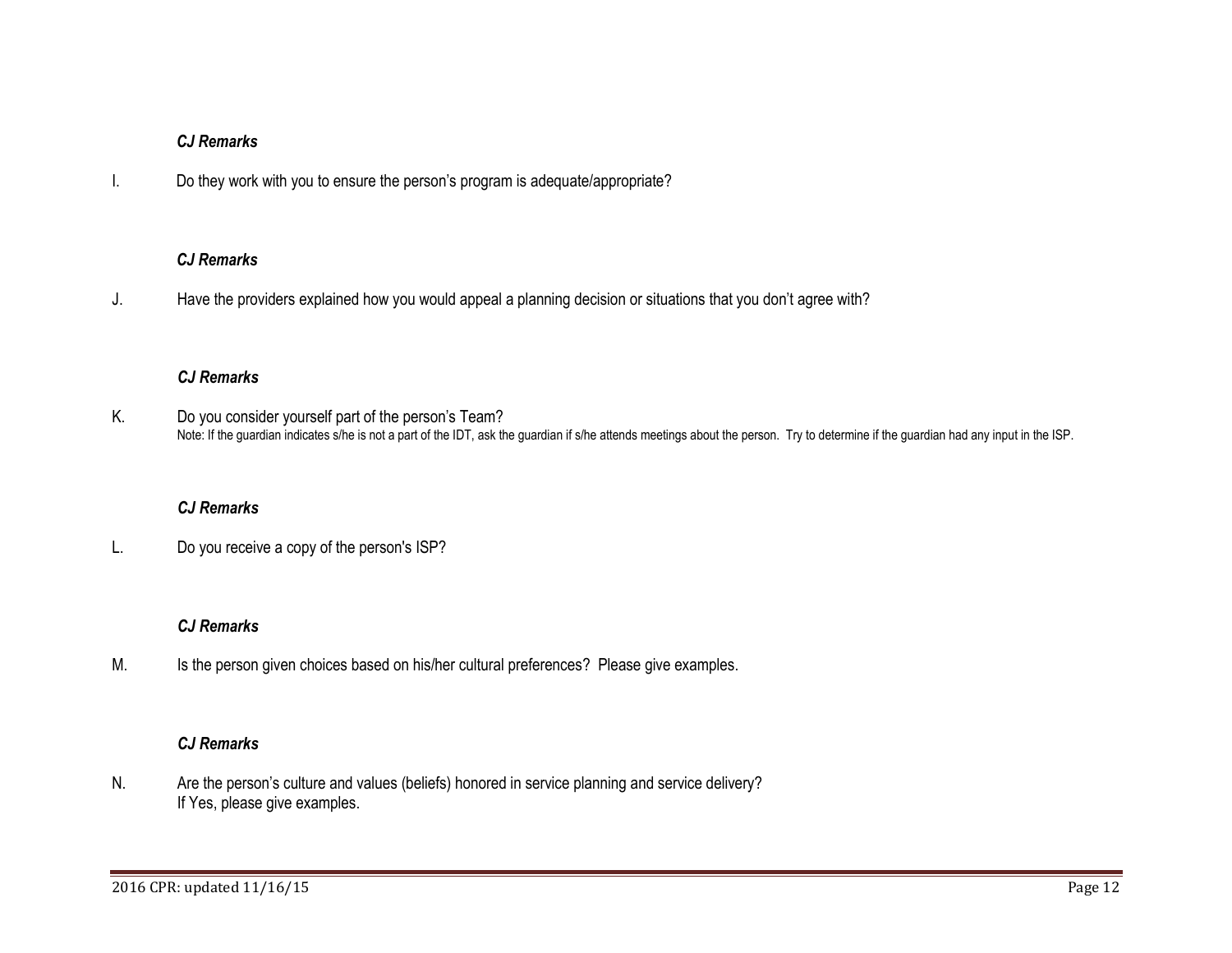***CJ Remarks***

I. Do they work with you to ensure the person's program is adequate/appropriate?

***CJ Remarks***

J. Have the providers explained how you would appeal a planning decision or situations that you don't agree with?

***CJ Remarks***

K. Do you consider yourself part of the person's Team?
Note: If the guardian indicates s/he is not a part of the IDT, ask the guardian if s/he attends meetings about the person. Try to determine if the guardian had any input in the ISP.

***CJ Remarks***

L. Do you receive a copy of the person's ISP?

***CJ Remarks***

M. Is the person given choices based on his/her cultural preferences? Please give examples.

***CJ Remarks***

N. Are the person's culture and values (beliefs) honored in service planning and service delivery?
If Yes, please give examples.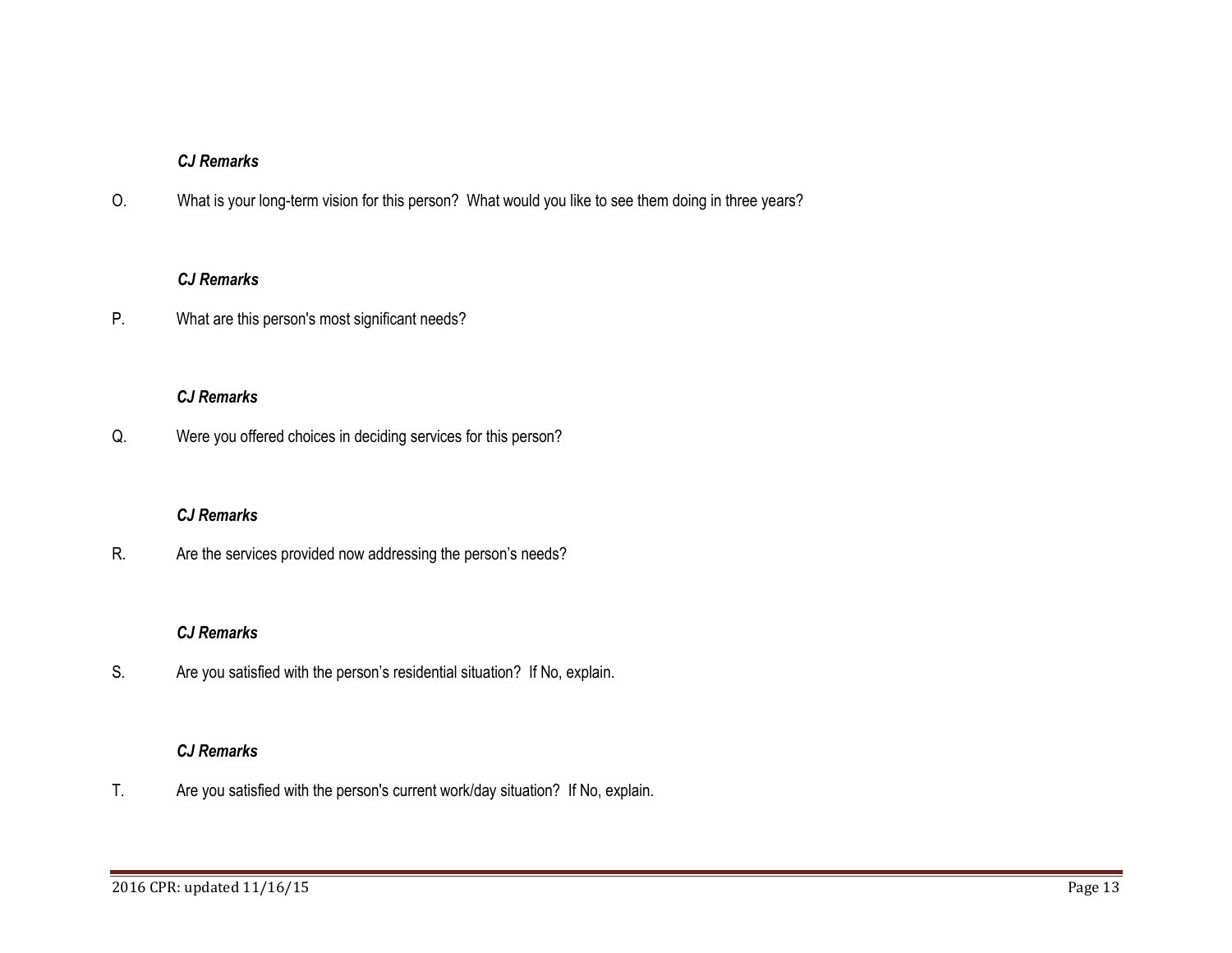***CJ Remarks***

O. What is your long-term vision for this person? What would you like to see them doing in three years?

***CJ Remarks***

P. What are this person's most significant needs?

***CJ Remarks***

Q. Were you offered choices in deciding services for this person?

***CJ Remarks***

R. Are the services provided now addressing the person's needs?

***CJ Remarks***

S. Are you satisfied with the person's residential situation? If No, explain.

***CJ Remarks***

T. Are you satisfied with the person's current work/day situation? If No, explain.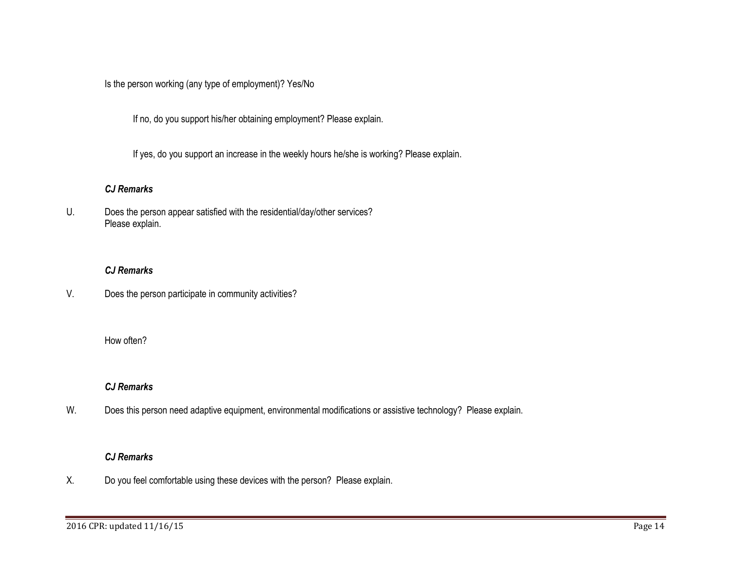Is the person working (any type of employment)? Yes/No

If no, do you support his/her obtaining employment? Please explain.

If yes, do you support an increase in the weekly hours he/she is working? Please explain.

***CJ Remarks***

U. Does the person appear satisfied with the residential/day/other services?
Please explain.

***CJ Remarks***

V. Does the person participate in community activities?

How often?

***CJ Remarks***

W. Does this person need adaptive equipment, environmental modifications or assistive technology? Please explain.

***CJ Remarks***

X. Do you feel comfortable using these devices with the person? Please explain.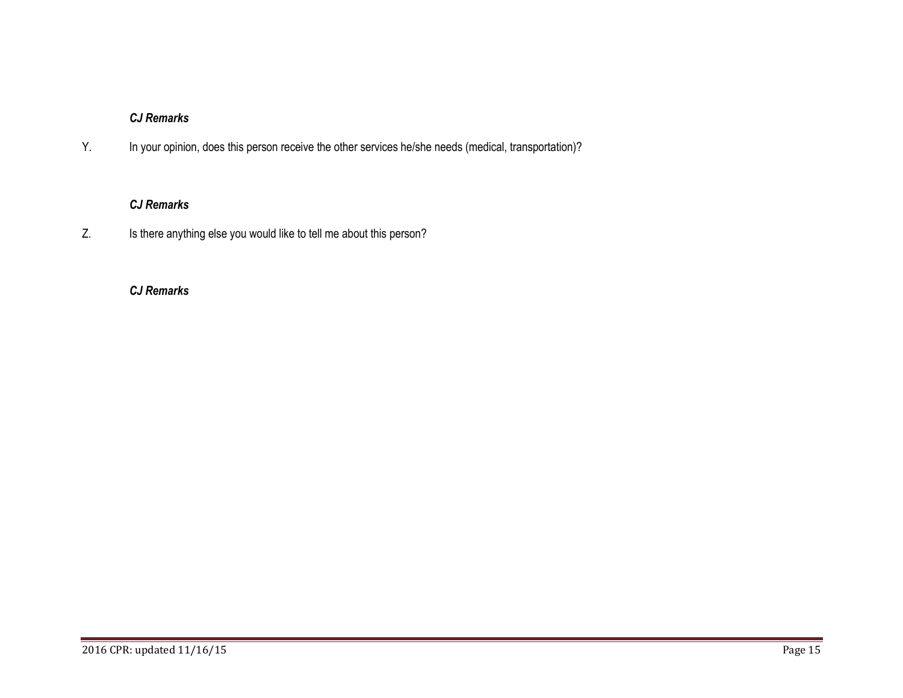***CJ Remarks***

Y. In your opinion, does this person receive the other services he/she needs (medical, transportation)?

***CJ Remarks***

Z. Is there anything else you would like to tell me about this person?

***CJ Remarks***